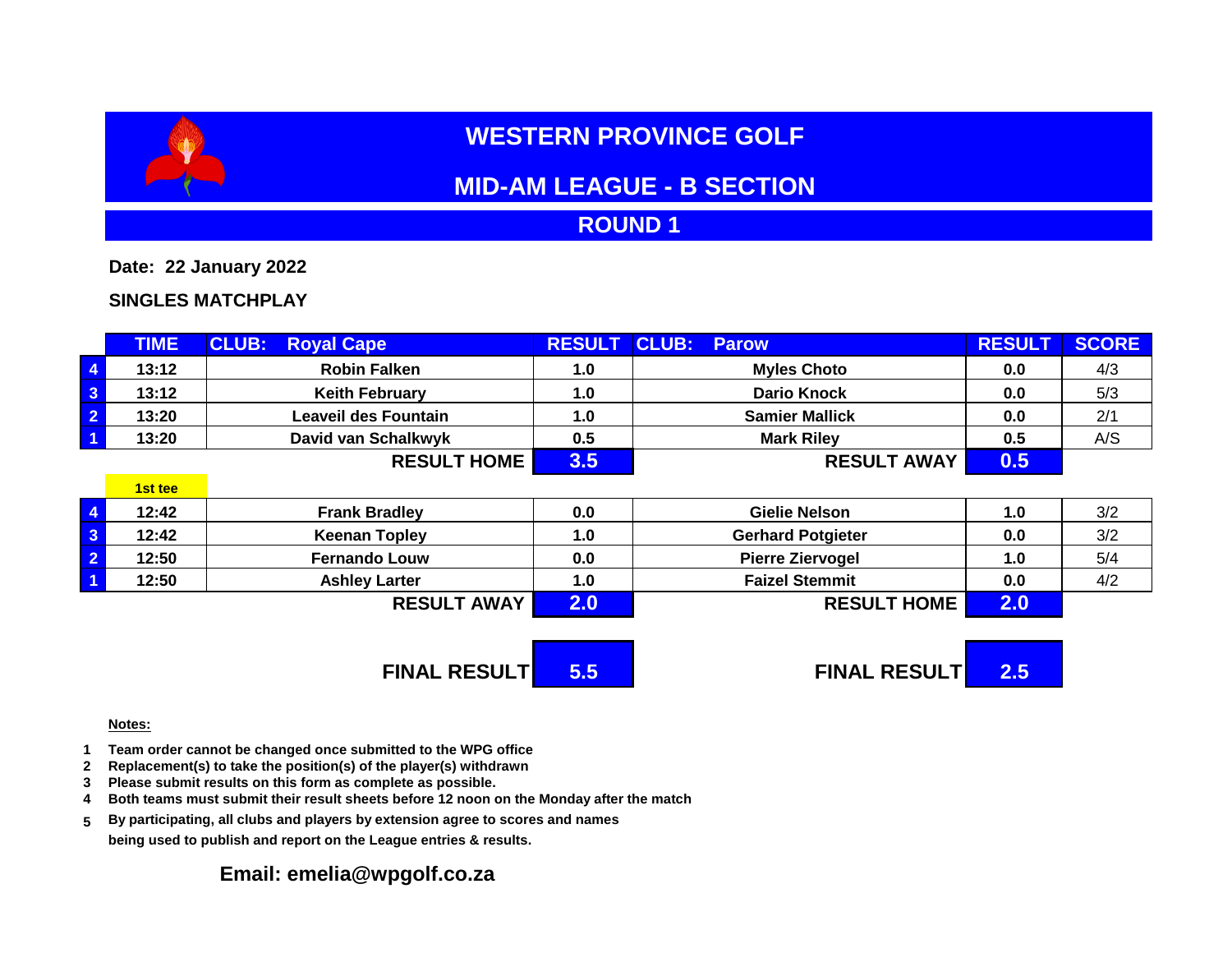# WESTERN PROVINCE GOLF

## MID-AM LEAGUE - B SECTION

## ROUND 1

**Date: 22 January 2022**

**SINGLES MATCHPLAY**

| | TIME | CLUB: Royal Cape | RESULT | CLUB: Parow | RESULT | SCORE |
|---|---|---|---|---|---|---|
| 4 | 13:12 | Robin Falken | 1.0 | Myles Choto | 0.0 | 4/3 |
| 3 | 13:12 | Keith February | 1.0 | Dario Knock | 0.0 | 5/3 |
| 2 | 13:20 | Leaveil des Fountain | 1.0 | Samier Mallick | 0.0 | 2/1 |
| 1 | 13:20 | David van Schalkwyk | 0.5 | Mark Riley | 0.5 | A/S |
| | | RESULT HOME | 3.5 | RESULT AWAY | 0.5 | |
| | 1st tee | | | | | |
| 4 | 12:42 | Frank Bradley | 0.0 | Gielie Nelson | 1.0 | 3/2 |
| 3 | 12:42 | Keenan Topley | 1.0 | Gerhard Potgieter | 0.0 | 3/2 |
| 2 | 12:50 | Fernando Louw | 0.0 | Pierre Ziervogel | 1.0 | 5/4 |
| 1 | 12:50 | Ashley Larter | 1.0 | Faizel Stemmit | 0.0 | 4/2 |
| | | RESULT AWAY | 2.0 | RESULT HOME | 2.0 | |
| | | FINAL RESULT | 5.5 | FINAL RESULT | 2.5 | |

**Notes:**

1. Team order cannot be changed once submitted to the WPG office
2. Replacement(s) to take the position(s) of the player(s) withdrawn
3. Please submit results on this form as complete as possible.
4. Both teams must submit their result sheets before 12 noon on the Monday after the match
5. By participating, all clubs and players by extension agree to scores and names being used to publish and report on the League entries & results.

**Email: emelia@wpgolf.co.za**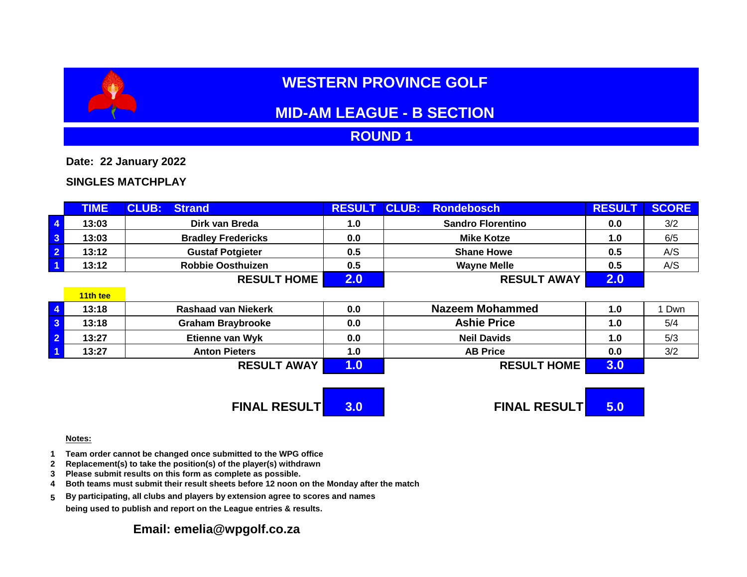# WESTERN PROVINCE GOLF

## MID-AM LEAGUE - B SECTION

## ROUND 1

**Date: 22 January 2022**

**SINGLES MATCHPLAY**

| | TIME | CLUB: Strand | RESULT | CLUB: Rondebosch | RESULT | SCORE |
|---|---|---|---|---|---|---|
| 4 | 13:03 | Dirk van Breda | 1.0 | Sandro Florentino | 0.0 | 3/2 |
| 3 | 13:03 | Bradley Fredericks | 0.0 | Mike Kotze | 1.0 | 6/5 |
| 2 | 13:12 | Gustaf Potgieter | 0.5 | Shane Howe | 0.5 | A/S |
| 1 | 13:12 | Robbie Oosthuizen | 0.5 | Wayne Melle | 0.5 | A/S |
| | | RESULT HOME | 2.0 | RESULT AWAY | 2.0 | |
| | 11th tee | | | | | |
| 4 | 13:18 | Rashaad van Niekerk | 0.0 | Nazeem Mohammed | 1.0 | 1 Dwn |
| 3 | 13:18 | Graham Braybrooke | 0.0 | Ashie Price | 1.0 | 5/4 |
| 2 | 13:27 | Etienne van Wyk | 0.0 | Neil Davids | 1.0 | 5/3 |
| 1 | 13:27 | Anton Pieters | 1.0 | AB Price | 0.0 | 3/2 |
| | | RESULT AWAY | 1.0 | RESULT HOME | 3.0 | |
| | | FINAL RESULT | 3.0 | FINAL RESULT | 5.0 | |

**Notes:**

1. Team order cannot be changed once submitted to the WPG office
2. Replacement(s) to take the position(s) of the player(s) withdrawn
3. Please submit results on this form as complete as possible.
4. Both teams must submit their result sheets before 12 noon on the Monday after the match
5. By participating, all clubs and players by extension agree to scores and names being used to publish and report on the League entries & results.

**Email: emelia@wpgolf.co.za**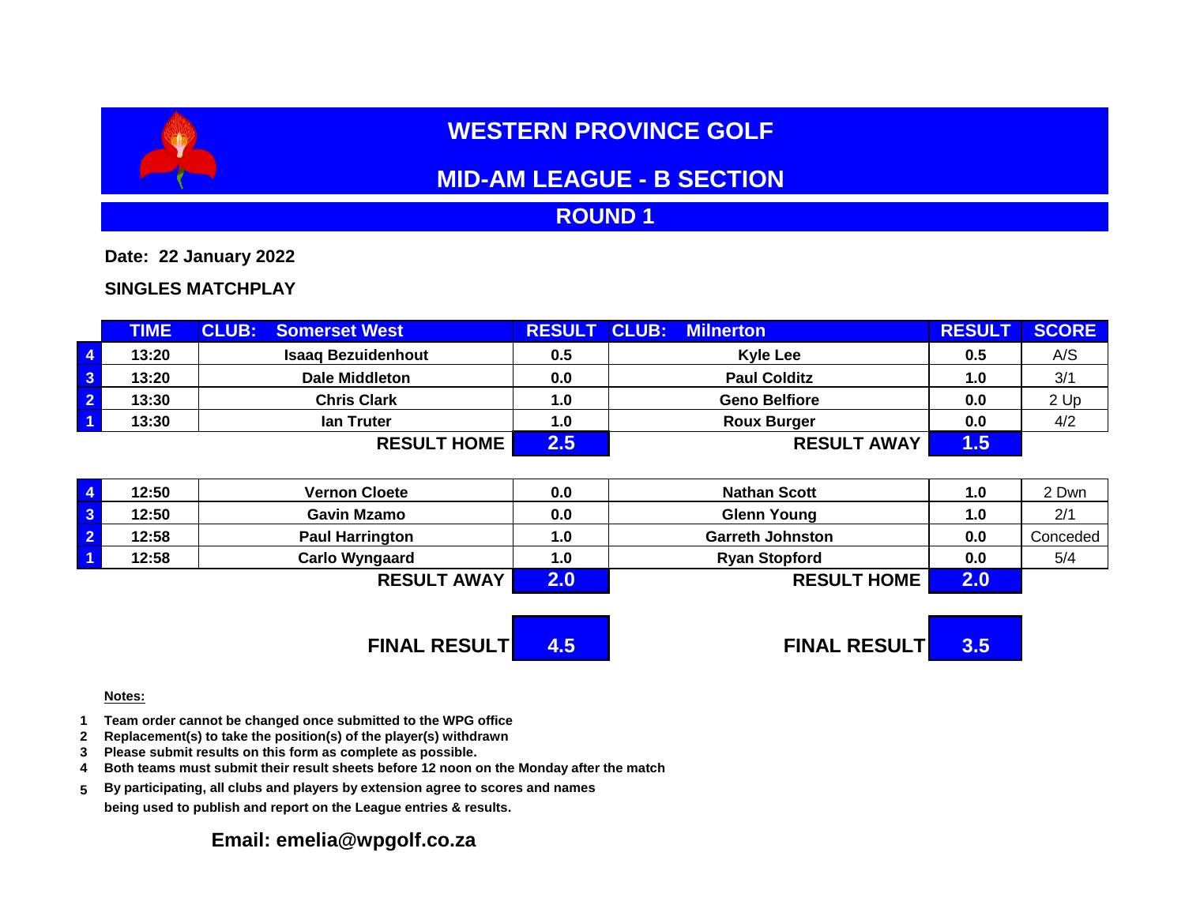# WESTERN PROVINCE GOLF

## MID-AM LEAGUE - B SECTION

## ROUND 1

**Date: 22 January 2022**

**SINGLES MATCHPLAY**

| | TIME | CLUB: Somerset West | RESULT | CLUB: Milnerton | RESULT | SCORE |
|---|---|---|---|---|---|---|
| 4 | 13:20 | Isaaq Bezuidenhout | 0.5 | Kyle Lee | 0.5 | A/S |
| 3 | 13:20 | Dale Middleton | 0.0 | Paul Colditz | 1.0 | 3/1 |
| 2 | 13:30 | Chris Clark | 1.0 | Geno Belfiore | 0.0 | 2 Up |
| 1 | 13:30 | Ian Truter | 1.0 | Roux Burger | 0.0 | 4/2 |
| | | RESULT HOME | 2.5 | RESULT AWAY | 1.5 | |

| | | | | | | |
|---|---|---|---|---|---|---|
| 4 | 12:50 | Vernon Cloete | 0.0 | Nathan Scott | 1.0 | 2 Dwn |
| 3 | 12:50 | Gavin Mzamo | 0.0 | Glenn Young | 1.0 | 2/1 |
| 2 | 12:58 | Paul Harrington | 1.0 | Garreth Johnston | 0.0 | Conceded |
| 1 | 12:58 | Carlo Wyngaard | 1.0 | Ryan Stopford | 0.0 | 5/4 |
| | | RESULT AWAY | 2.0 | RESULT HOME | 2.0 | |

| | | | |
|---|---|---|---|
| FINAL RESULT | 4.5 | FINAL RESULT | 3.5 |

**Notes:**

1. **Team order cannot be changed once submitted to the WPG office**
2. **Replacement(s) to take the position(s) of the player(s) withdrawn**
3. **Please submit results on this form as complete as possible.**
4. **Both teams must submit their result sheets before 12 noon on the Monday after the match**
5. **By participating, all clubs and players by extension agree to scores and names being used to publish and report on the League entries & results.**

**Email: emelia@wpgolf.co.za**